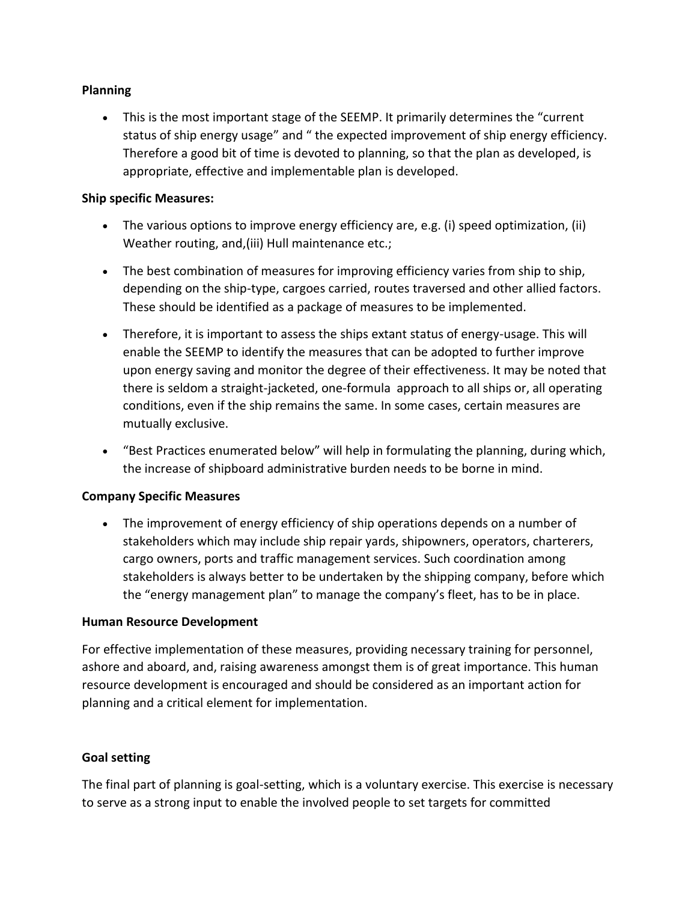**Planning**

- This is the most important stage of the SEEMP. It primarily determines the "current status of ship energy usage" and " the expected improvement of ship energy efficiency. Therefore a good bit of time is devoted to planning, so that the plan as developed, is appropriate, effective and implementable plan is developed.

**Ship specific Measures:**

- The various options to improve energy efficiency are, e.g. (i) speed optimization, (ii) Weather routing, and,(iii) Hull maintenance etc.;
- The best combination of measures for improving efficiency varies from ship to ship, depending on the ship-type, cargoes carried, routes traversed and other allied factors. These should be identified as a package of measures to be implemented.
- Therefore, it is important to assess the ships extant status of energy-usage. This will enable the SEEMP to identify the measures that can be adopted to further improve upon energy saving and monitor the degree of their effectiveness. It may be noted that there is seldom a straight-jacketed, one-formula approach to all ships or, all operating conditions, even if the ship remains the same. In some cases, certain measures are mutually exclusive.
- "Best Practices enumerated below" will help in formulating the planning, during which, the increase of shipboard administrative burden needs to be borne in mind.

**Company Specific Measures**

- The improvement of energy efficiency of ship operations depends on a number of stakeholders which may include ship repair yards, shipowners, operators, charterers, cargo owners, ports and traffic management services. Such coordination among stakeholders is always better to be undertaken by the shipping company, before which the "energy management plan" to manage the company's fleet, has to be in place.

**Human Resource Development**

For effective implementation of these measures, providing necessary training for personnel, ashore and aboard, and, raising awareness amongst them is of great importance. This human resource development is encouraged and should be considered as an important action for planning and a critical element for implementation.

**Goal setting**

The final part of planning is goal-setting, which is a voluntary exercise. This exercise is necessary to serve as a strong input to enable the involved people to set targets for committed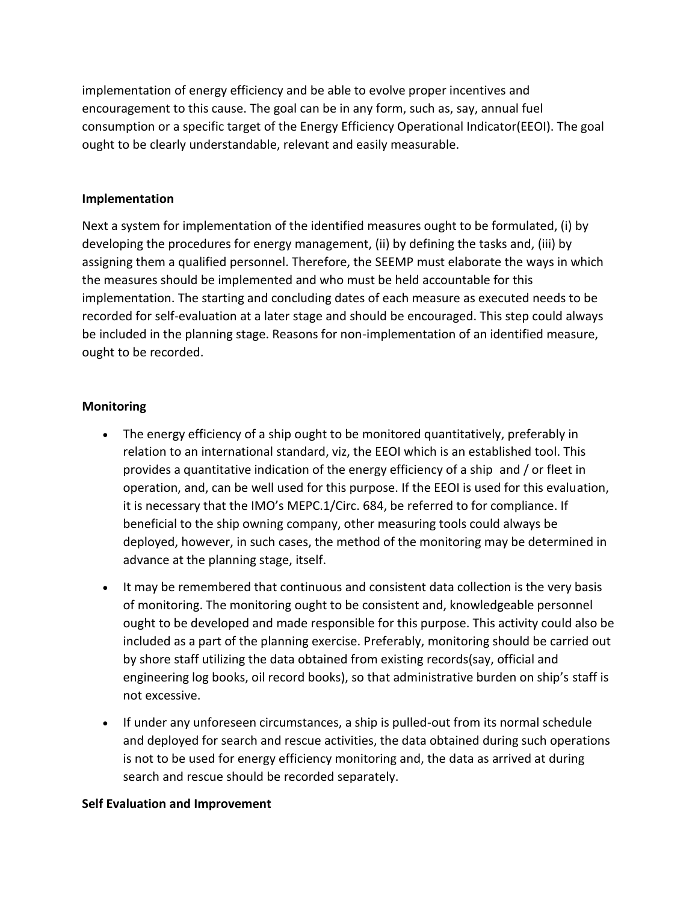implementation of energy efficiency and be able to evolve proper incentives and encouragement to this cause. The goal can be in any form, such as, say, annual fuel consumption or a specific target of the Energy Efficiency Operational Indicator(EEOI). The goal ought to be clearly understandable, relevant and easily measurable.

**Implementation**

Next a system for implementation of the identified measures ought to be formulated, (i) by developing the procedures for energy management, (ii) by defining the tasks and, (iii) by assigning them a qualified personnel. Therefore, the SEEMP must elaborate the ways in which the measures should be implemented and who must be held accountable for this implementation. The starting and concluding dates of each measure as executed needs to be recorded for self-evaluation at a later stage and should be encouraged. This step could always be included in the planning stage. Reasons for non-implementation of an identified measure, ought to be recorded.

**Monitoring**

- The energy efficiency of a ship ought to be monitored quantitatively, preferably in relation to an international standard, viz, the EEOI which is an established tool. This provides a quantitative indication of the energy efficiency of a ship and / or fleet in operation, and, can be well used for this purpose. If the EEOI is used for this evaluation, it is necessary that the IMO's MEPC.1/Circ. 684, be referred to for compliance. If beneficial to the ship owning company, other measuring tools could always be deployed, however, in such cases, the method of the monitoring may be determined in advance at the planning stage, itself.
- It may be remembered that continuous and consistent data collection is the very basis of monitoring. The monitoring ought to be consistent and, knowledgeable personnel ought to be developed and made responsible for this purpose. This activity could also be included as a part of the planning exercise. Preferably, monitoring should be carried out by shore staff utilizing the data obtained from existing records(say, official and engineering log books, oil record books), so that administrative burden on ship's staff is not excessive.
- If under any unforeseen circumstances, a ship is pulled-out from its normal schedule and deployed for search and rescue activities, the data obtained during such operations is not to be used for energy efficiency monitoring and, the data as arrived at during search and rescue should be recorded separately.

**Self Evaluation and Improvement**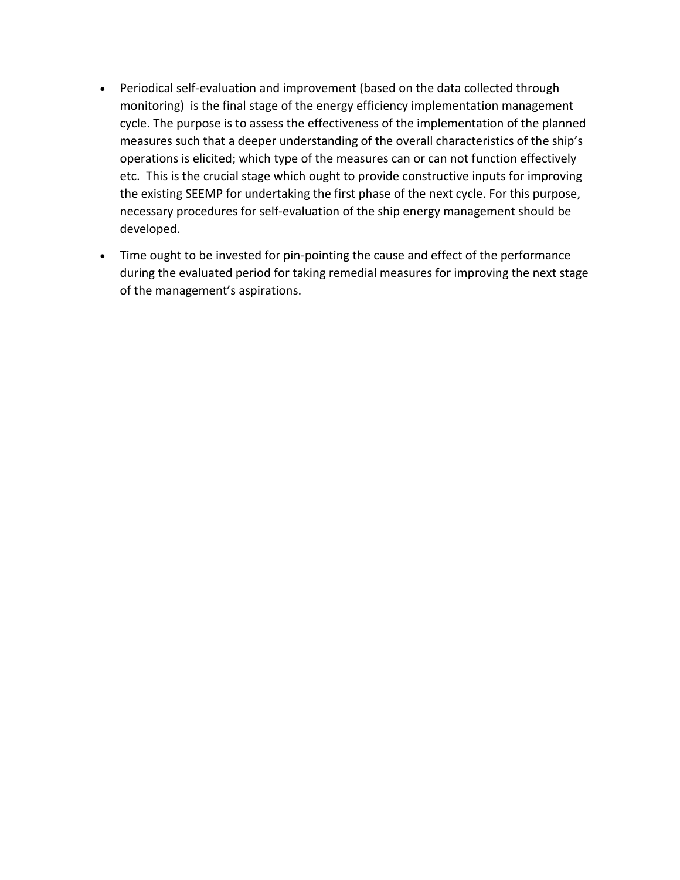- Periodical self-evaluation and improvement (based on the data collected through monitoring) is the final stage of the energy efficiency implementation management cycle. The purpose is to assess the effectiveness of the implementation of the planned measures such that a deeper understanding of the overall characteristics of the ship's operations is elicited; which type of the measures can or can not function effectively etc. This is the crucial stage which ought to provide constructive inputs for improving the existing SEEMP for undertaking the first phase of the next cycle. For this purpose, necessary procedures for self-evaluation of the ship energy management should be developed.

- Time ought to be invested for pin-pointing the cause and effect of the performance during the evaluated period for taking remedial measures for improving the next stage of the management's aspirations.